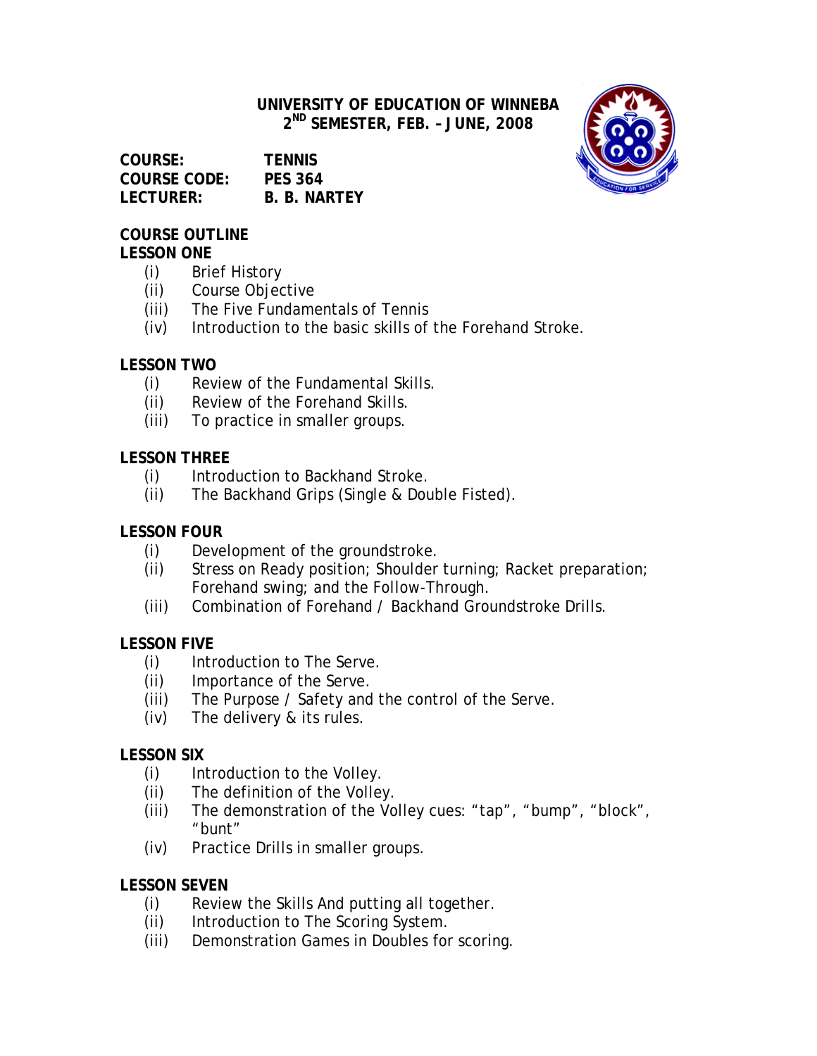# UNIVERSITY OF EDUCATION OF WINNEBA
## 2ND SEMESTER, FEB. – JUNE, 2008

**COURSE:** TENNIS
**COURSE CODE:** PES 364
**LECTURER:** B. B. NARTEY

## COURSE OUTLINE

### LESSON ONE

(i) Brief History
(ii) Course Objective
(iii) The Five Fundamentals of Tennis
(iv) Introduction to the basic skills of the Forehand Stroke.

### LESSON TWO

(i) Review of the Fundamental Skills.
(ii) Review of the Forehand Skills.
(iii) To practice in smaller groups.

### LESSON THREE

(i) Introduction to Backhand Stroke.
(ii) The Backhand Grips (Single & Double Fisted).

### LESSON FOUR

(i) Development of the groundstroke.
(ii) Stress on Ready position; Shoulder turning; Racket preparation; Forehand swing; and the Follow-Through.
(iii) Combination of Forehand / Backhand Groundstroke Drills.

### LESSON FIVE

(i) Introduction to The Serve.
(ii) Importance of the Serve.
(iii) The Purpose / Safety and the control of the Serve.
(iv) The delivery & its rules.

### LESSON SIX

(i) Introduction to the Volley.
(ii) The definition of the Volley.
(iii) The demonstration of the Volley cues: "tap", "bump", "block", "bunt"
(iv) Practice Drills in smaller groups.

### LESSON SEVEN

(i) Review the Skills And putting all together.
(ii) Introduction to The Scoring System.
(iii) Demonstration Games in Doubles for scoring.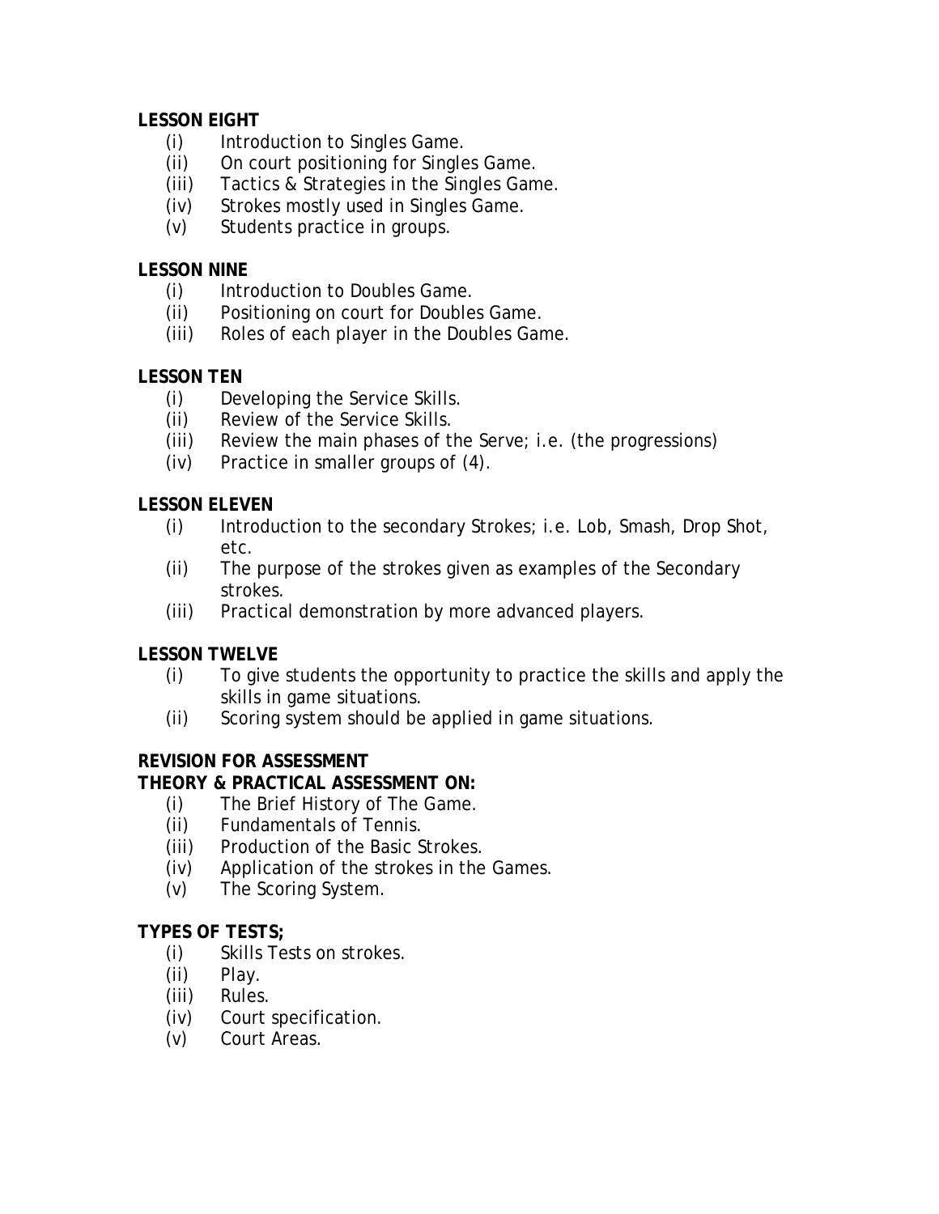**LESSON EIGHT**

- (i) Introduction to Singles Game.
- (ii) On court positioning for Singles Game.
- (iii) Tactics & Strategies in the Singles Game.
- (iv) Strokes mostly used in Singles Game.
- (v) Students practice in groups.

**LESSON NINE**

- (i) Introduction to Doubles Game.
- (ii) Positioning on court for Doubles Game.
- (iii) Roles of each player in the Doubles Game.

**LESSON TEN**

- (i) Developing the Service Skills.
- (ii) Review of the Service Skills.
- (iii) Review the main phases of the Serve; i.e. (the progressions)
- (iv) Practice in smaller groups of (4).

**LESSON ELEVEN**

- (i) Introduction to the secondary Strokes; i.e. Lob, Smash, Drop Shot, etc.
- (ii) The purpose of the strokes given as examples of the Secondary strokes.
- (iii) Practical demonstration by more advanced players.

**LESSON TWELVE**

- (i) To give students the opportunity to practice the skills and apply the skills in game situations.
- (ii) Scoring system should be applied in game situations.

**REVISION FOR ASSESSMENT**

**THEORY & PRACTICAL ASSESSMENT ON:**

- (i) The Brief History of The Game.
- (ii) Fundamentals of Tennis.
- (iii) Production of the Basic Strokes.
- (iv) Application of the strokes in the Games.
- (v) The Scoring System.

**TYPES OF TESTS;**

- (i) Skills Tests on strokes.
- (ii) Play.
- (iii) Rules.
- (iv) Court specification.
- (v) Court Areas.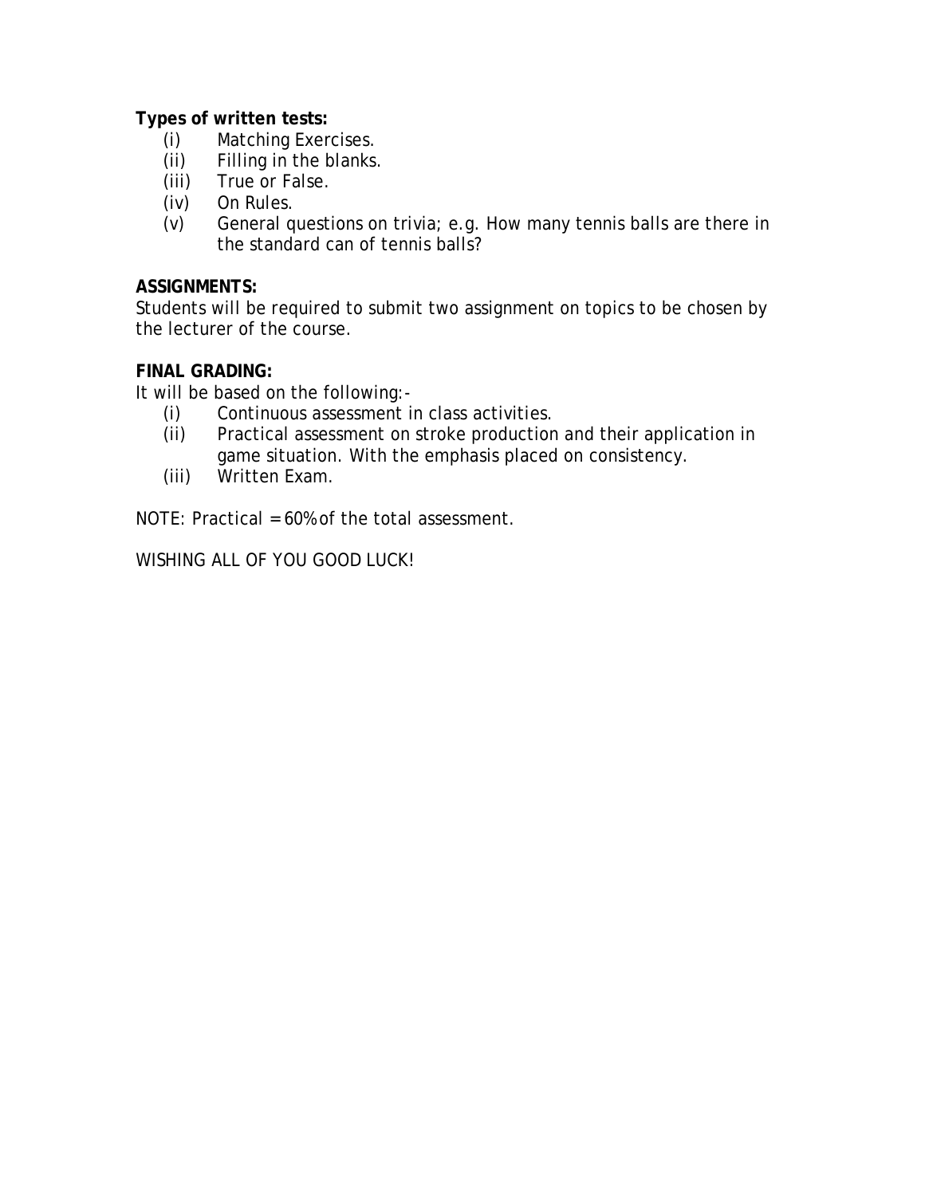**Types of written tests:**

(i) Matching Exercises.
(ii) Filling in the blanks.
(iii) True or False.
(iv) On Rules.
(v) General questions on trivia; e.g. How many tennis balls are there in the standard can of tennis balls?

**ASSIGNMENTS:**

Students will be required to submit two assignment on topics to be chosen by the lecturer of the course.

**FINAL GRADING:**

It will be based on the following:-

(i) Continuous assessment in class activities.
(ii) Practical assessment on stroke production and their application in game situation. With the emphasis placed on consistency.
(iii) Written Exam.

NOTE: Practical = 60% of the total assessment.

WISHING ALL OF YOU GOOD LUCK!